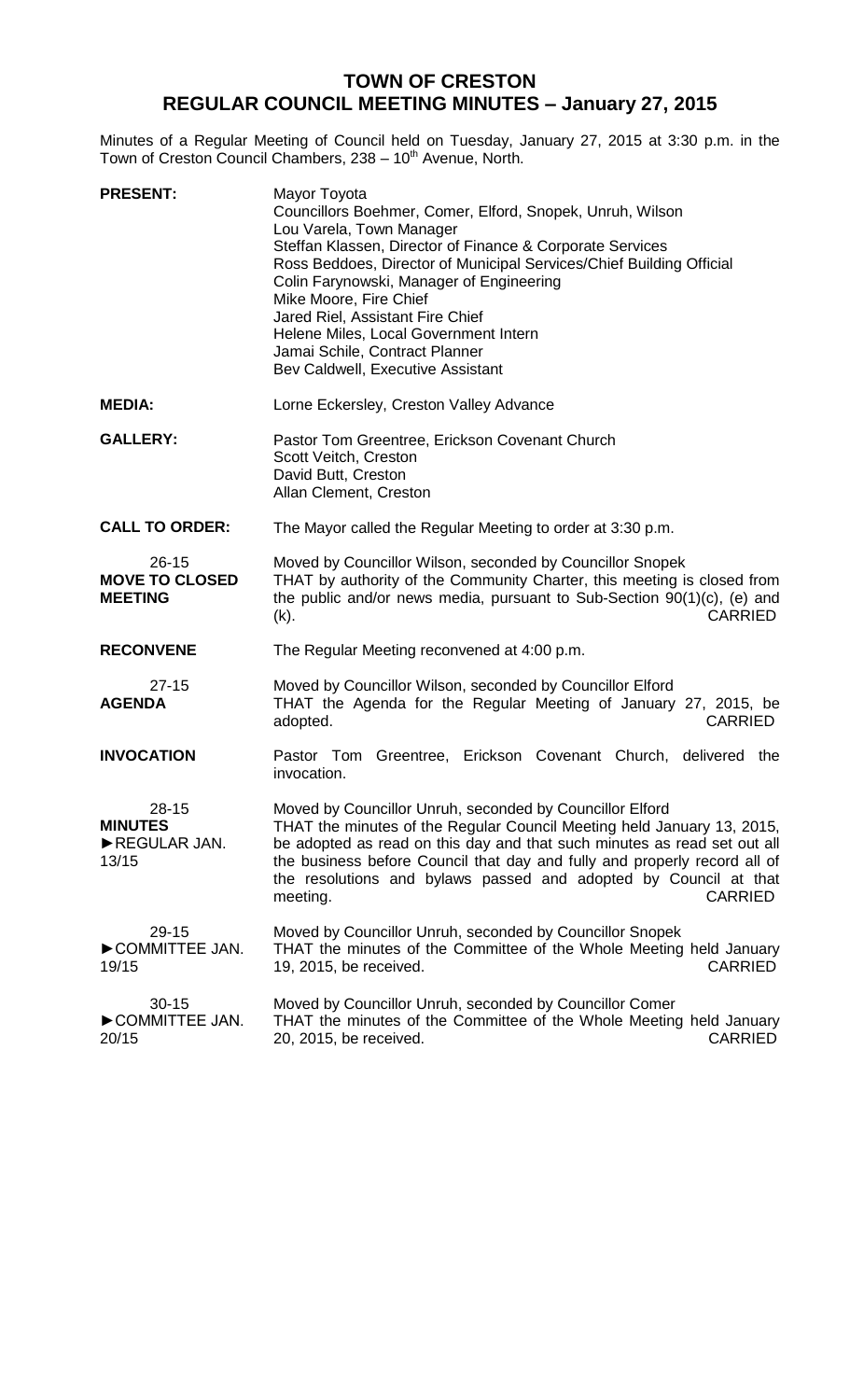# TOWN OF CRESTON
## REGULAR COUNCIL MEETING MINUTES – January 27, 2015

Minutes of a Regular Meeting of Council held on Tuesday, January 27, 2015 at 3:30 p.m. in the Town of Creston Council Chambers, 238 – 10th Avenue, North.

**PRESENT:**
Mayor Toyota
Councillors Boehmer, Comer, Elford, Snopek, Unruh, Wilson
Lou Varela, Town Manager
Steffan Klassen, Director of Finance & Corporate Services
Ross Beddoes, Director of Municipal Services/Chief Building Official
Colin Farynowski, Manager of Engineering
Mike Moore, Fire Chief
Jared Riel, Assistant Fire Chief
Helene Miles, Local Government Intern
Jamai Schile, Contract Planner
Bev Caldwell, Executive Assistant

**MEDIA:**
Lorne Eckersley, Creston Valley Advance

**GALLERY:**
Pastor Tom Greentree, Erickson Covenant Church
Scott Veitch, Creston
David Butt, Creston
Allan Clement, Creston

**CALL TO ORDER:**
The Mayor called the Regular Meeting to order at 3:30 p.m.

26-15
**MOVE TO CLOSED MEETING**
Moved by Councillor Wilson, seconded by Councillor Snopek
THAT by authority of the Community Charter, this meeting is closed from the public and/or news media, pursuant to Sub-Section 90(1)(c), (e) and (k). CARRIED

**RECONVENE**
The Regular Meeting reconvened at 4:00 p.m.

27-15
**AGENDA**
Moved by Councillor Wilson, seconded by Councillor Elford
THAT the Agenda for the Regular Meeting of January 27, 2015, be adopted. CARRIED

**INVOCATION**
Pastor Tom Greentree, Erickson Covenant Church, delivered the invocation.

28-15
**MINUTES**
►REGULAR JAN. 13/15
Moved by Councillor Unruh, seconded by Councillor Elford
THAT the minutes of the Regular Council Meeting held January 13, 2015, be adopted as read on this day and that such minutes as read set out all the business before Council that day and fully and properly record all of the resolutions and bylaws passed and adopted by Council at that meeting. CARRIED

29-15
►COMMITTEE JAN. 19/15
Moved by Councillor Unruh, seconded by Councillor Snopek
THAT the minutes of the Committee of the Whole Meeting held January 19, 2015, be received. CARRIED

30-15
►COMMITTEE JAN. 20/15
Moved by Councillor Unruh, seconded by Councillor Comer
THAT the minutes of the Committee of the Whole Meeting held January 20, 2015, be received. CARRIED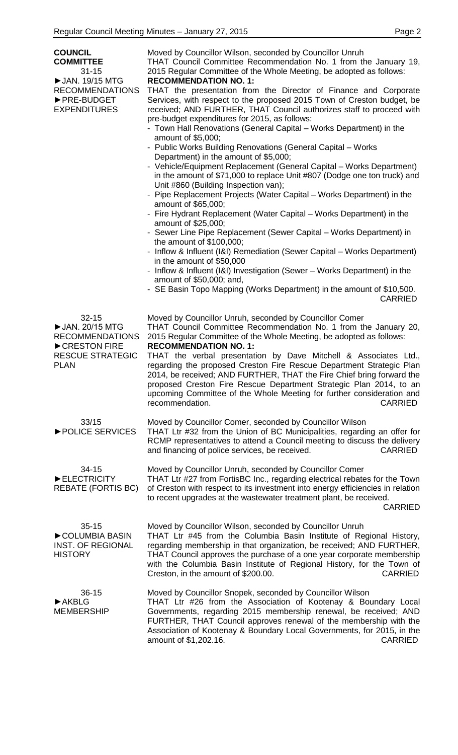**COUNCIL COMMITTEE**

31-15
►JAN. 19/15 MTG RECOMMENDATIONS
►PRE-BUDGET EXPENDITURES

Moved by Councillor Wilson, seconded by Councillor Unruh
THAT Council Committee Recommendation No. 1 from the January 19, 2015 Regular Committee of the Whole Meeting, be adopted as follows:
**RECOMMENDATION NO. 1:**
THAT the presentation from the Director of Finance and Corporate Services, with respect to the proposed 2015 Town of Creston budget, be received; AND FURTHER, THAT Council authorizes staff to proceed with pre-budget expenditures for 2015, as follows:

- Town Hall Renovations (General Capital – Works Department) in the amount of $5,000;
- Public Works Building Renovations (General Capital – Works Department) in the amount of $5,000;
- Vehicle/Equipment Replacement (General Capital – Works Department) in the amount of $71,000 to replace Unit #807 (Dodge one ton truck) and Unit #860 (Building Inspection van);
- Pipe Replacement Projects (Water Capital – Works Department) in the amount of $65,000;
- Fire Hydrant Replacement (Water Capital – Works Department) in the amount of $25,000;
- Sewer Line Pipe Replacement (Sewer Capital – Works Department) in the amount of $100,000;
- Inflow & Influent (I&I) Remediation (Sewer Capital – Works Department) in the amount of $50,000
- Inflow & Influent (I&I) Investigation (Sewer – Works Department) in the amount of $50,000; and,
- SE Basin Topo Mapping (Works Department) in the amount of $10,500.

CARRIED

32-15
►JAN. 20/15 MTG RECOMMENDATIONS
►CRESTON FIRE RESCUE STRATEGIC PLAN

Moved by Councillor Unruh, seconded by Councillor Comer
THAT Council Committee Recommendation No. 1 from the January 20, 2015 Regular Committee of the Whole Meeting, be adopted as follows:
**RECOMMENDATION NO. 1:**
THAT the verbal presentation by Dave Mitchell & Associates Ltd., regarding the proposed Creston Fire Rescue Department Strategic Plan 2014, be received; AND FURTHER, THAT the Fire Chief bring forward the proposed Creston Fire Rescue Department Strategic Plan 2014, to an upcoming Committee of the Whole Meeting for further consideration and recommendation. CARRIED

33/15
►POLICE SERVICES

Moved by Councillor Comer, seconded by Councillor Wilson
THAT Ltr #32 from the Union of BC Municipalities, regarding an offer for RCMP representatives to attend a Council meeting to discuss the delivery and financing of police services, be received. CARRIED

34-15
►ELECTRICITY REBATE (FORTIS BC)

Moved by Councillor Unruh, seconded by Councillor Comer
THAT Ltr #27 from FortisBC Inc., regarding electrical rebates for the Town of Creston with respect to its investment into energy efficiencies in relation to recent upgrades at the wastewater treatment plant, be received.

CARRIED

35-15
►COLUMBIA BASIN INST. OF REGIONAL HISTORY

Moved by Councillor Wilson, seconded by Councillor Unruh
THAT Ltr #45 from the Columbia Basin Institute of Regional History, regarding membership in that organization, be received; AND FURTHER, THAT Council approves the purchase of a one year corporate membership with the Columbia Basin Institute of Regional History, for the Town of Creston, in the amount of $200.00. CARRIED

36-15
►AKBLG MEMBERSHIP

Moved by Councillor Snopek, seconded by Councillor Wilson
THAT Ltr #26 from the Association of Kootenay & Boundary Local Governments, regarding 2015 membership renewal, be received; AND FURTHER, THAT Council approves renewal of the membership with the Association of Kootenay & Boundary Local Governments, for 2015, in the amount of $1,202.16. CARRIED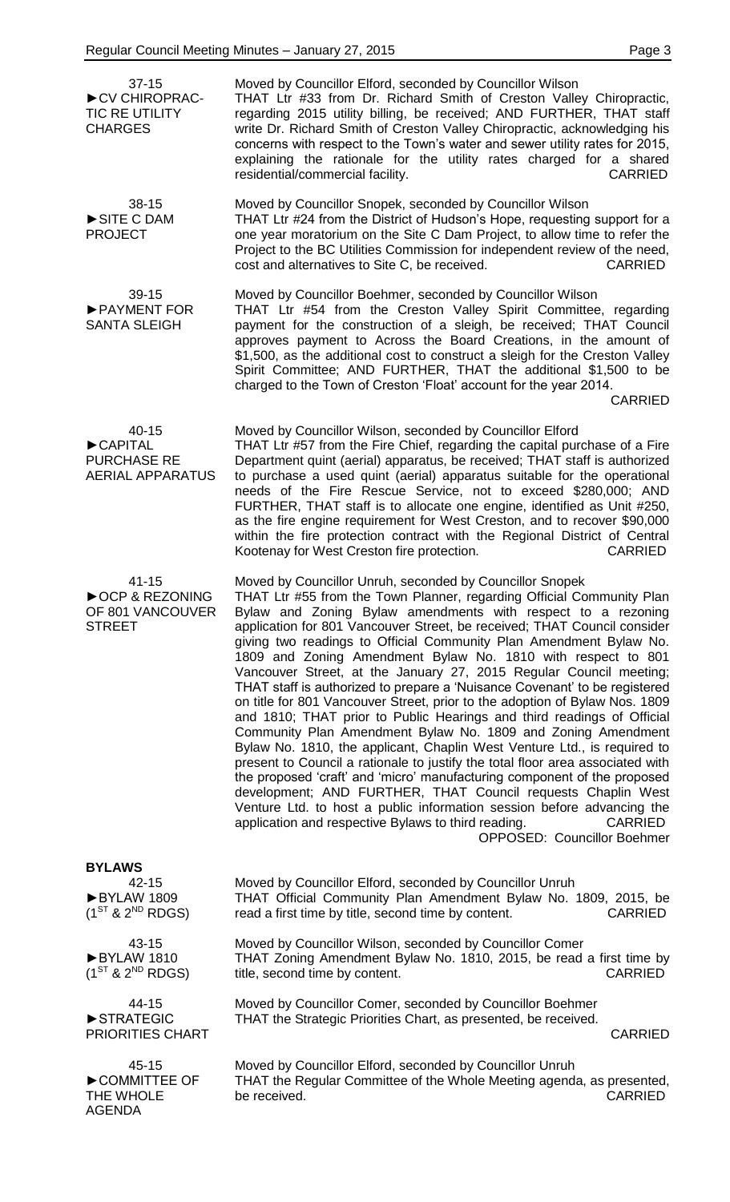37-15
►CV CHIROPRACTIC RE UTILITY CHARGES

Moved by Councillor Elford, seconded by Councillor Wilson
THAT Ltr #33 from Dr. Richard Smith of Creston Valley Chiropractic, regarding 2015 utility billing, be received; AND FURTHER, THAT staff write Dr. Richard Smith of Creston Valley Chiropractic, acknowledging his concerns with respect to the Town's water and sewer utility rates for 2015, explaining the rationale for the utility rates charged for a shared residential/commercial facility. CARRIED

38-15
►SITE C DAM PROJECT

Moved by Councillor Snopek, seconded by Councillor Wilson
THAT Ltr #24 from the District of Hudson's Hope, requesting support for a one year moratorium on the Site C Dam Project, to allow time to refer the Project to the BC Utilities Commission for independent review of the need, cost and alternatives to Site C, be received. CARRIED

39-15
►PAYMENT FOR SANTA SLEIGH

Moved by Councillor Boehmer, seconded by Councillor Wilson
THAT Ltr #54 from the Creston Valley Spirit Committee, regarding payment for the construction of a sleigh, be received; THAT Council approves payment to Across the Board Creations, in the amount of $1,500, as the additional cost to construct a sleigh for the Creston Valley Spirit Committee; AND FURTHER, THAT the additional $1,500 to be charged to the Town of Creston 'Float' account for the year 2014.
CARRIED

40-15
►CAPITAL PURCHASE RE AERIAL APPARATUS

Moved by Councillor Wilson, seconded by Councillor Elford
THAT Ltr #57 from the Fire Chief, regarding the capital purchase of a Fire Department quint (aerial) apparatus, be received; THAT staff is authorized to purchase a used quint (aerial) apparatus suitable for the operational needs of the Fire Rescue Service, not to exceed $280,000; AND FURTHER, THAT staff is to allocate one engine, identified as Unit #250, as the fire engine requirement for West Creston, and to recover $90,000 within the fire protection contract with the Regional District of Central Kootenay for West Creston fire protection. CARRIED

41-15
►OCP & REZONING OF 801 VANCOUVER STREET

Moved by Councillor Unruh, seconded by Councillor Snopek
THAT Ltr #55 from the Town Planner, regarding Official Community Plan Bylaw and Zoning Bylaw amendments with respect to a rezoning application for 801 Vancouver Street, be received; THAT Council consider giving two readings to Official Community Plan Amendment Bylaw No. 1809 and Zoning Amendment Bylaw No. 1810 with respect to 801 Vancouver Street, at the January 27, 2015 Regular Council meeting; THAT staff is authorized to prepare a 'Nuisance Covenant' to be registered on title for 801 Vancouver Street, prior to the adoption of Bylaw Nos. 1809 and 1810; THAT prior to Public Hearings and third readings of Official Community Plan Amendment Bylaw No. 1809 and Zoning Amendment Bylaw No. 1810, the applicant, Chaplin West Venture Ltd., is required to present to Council a rationale to justify the total floor area associated with the proposed 'craft' and 'micro' manufacturing component of the proposed development; AND FURTHER, THAT Council requests Chaplin West Venture Ltd. to host a public information session before advancing the application and respective Bylaws to third reading. CARRIED
OPPOSED: Councillor Boehmer

**BYLAWS**

42-15
►BYLAW 1809 (1ST & 2ND RDGS)

Moved by Councillor Elford, seconded by Councillor Unruh
THAT Official Community Plan Amendment Bylaw No. 1809, 2015, be read a first time by title, second time by content. CARRIED

43-15
►BYLAW 1810 (1ST & 2ND RDGS)

Moved by Councillor Wilson, seconded by Councillor Comer
THAT Zoning Amendment Bylaw No. 1810, 2015, be read a first time by title, second time by content. CARRIED

44-15
►STRATEGIC PRIORITIES CHART

Moved by Councillor Comer, seconded by Councillor Boehmer
THAT the Strategic Priorities Chart, as presented, be received.
CARRIED

45-15
►COMMITTEE OF THE WHOLE AGENDA

Moved by Councillor Elford, seconded by Councillor Unruh
THAT the Regular Committee of the Whole Meeting agenda, as presented, be received. CARRIED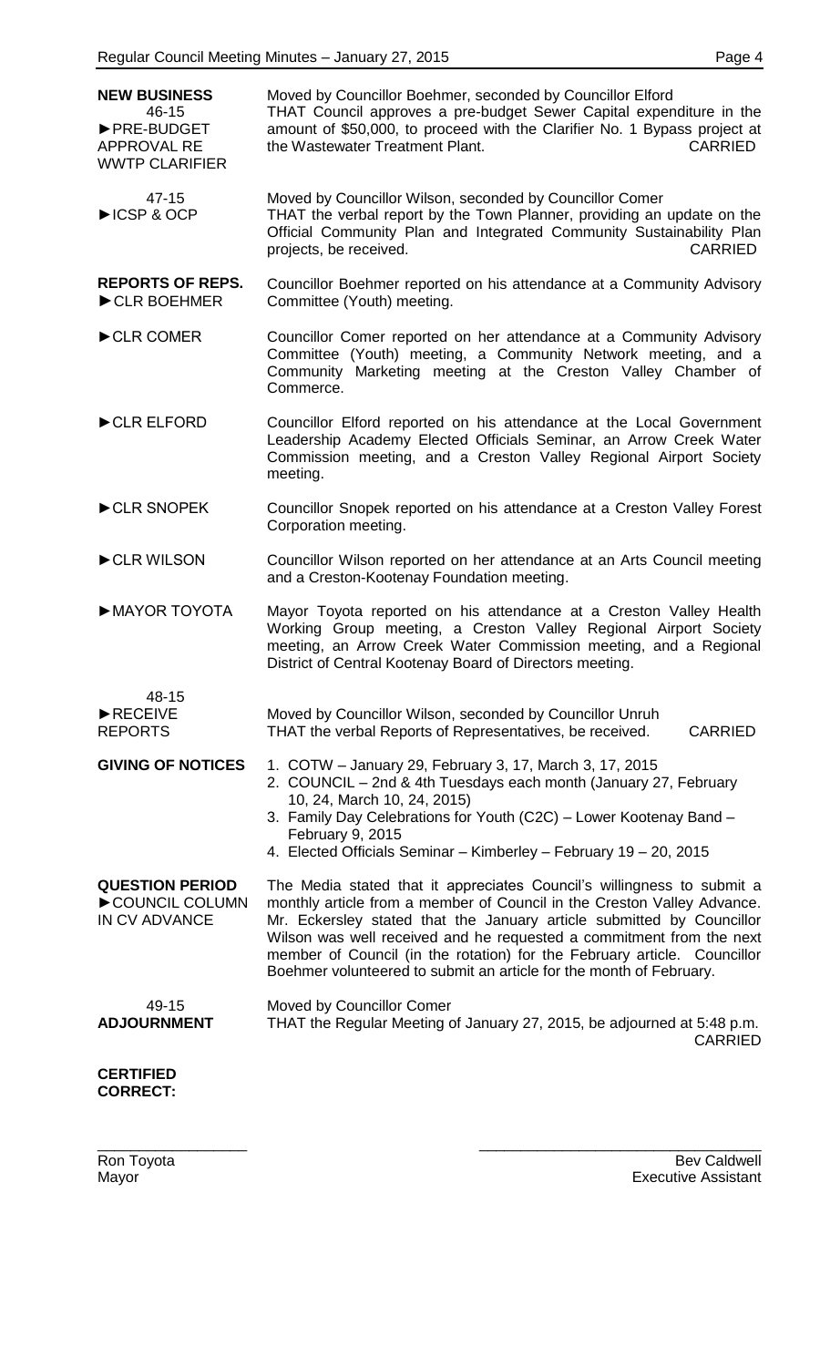**NEW BUSINESS**
46-15
►PRE-BUDGET APPROVAL RE WWTP CLARIFIER

Moved by Councillor Boehmer, seconded by Councillor Elford
THAT Council approves a pre-budget Sewer Capital expenditure in the amount of $50,000, to proceed with the Clarifier No. 1 Bypass project at the Wastewater Treatment Plant. CARRIED

47-15
►ICSP & OCP

Moved by Councillor Wilson, seconded by Councillor Comer
THAT the verbal report by the Town Planner, providing an update on the Official Community Plan and Integrated Community Sustainability Plan projects, be received. CARRIED

**REPORTS OF REPS.**
►CLR BOEHMER

Councillor Boehmer reported on his attendance at a Community Advisory Committee (Youth) meeting.

►CLR COMER

Councillor Comer reported on her attendance at a Community Advisory Committee (Youth) meeting, a Community Network meeting, and a Community Marketing meeting at the Creston Valley Chamber of Commerce.

►CLR ELFORD

Councillor Elford reported on his attendance at the Local Government Leadership Academy Elected Officials Seminar, an Arrow Creek Water Commission meeting, and a Creston Valley Regional Airport Society meeting.

►CLR SNOPEK

Councillor Snopek reported on his attendance at a Creston Valley Forest Corporation meeting.

►CLR WILSON

Councillor Wilson reported on her attendance at an Arts Council meeting and a Creston-Kootenay Foundation meeting.

►MAYOR TOYOTA

Mayor Toyota reported on his attendance at a Creston Valley Health Working Group meeting, a Creston Valley Regional Airport Society meeting, an Arrow Creek Water Commission meeting, and a Regional District of Central Kootenay Board of Directors meeting.

48-15
►RECEIVE REPORTS

Moved by Councillor Wilson, seconded by Councillor Unruh
THAT the verbal Reports of Representatives, be received. CARRIED

**GIVING OF NOTICES**

1. COTW – January 29, February 3, 17, March 3, 17, 2015
2. COUNCIL – 2nd & 4th Tuesdays each month (January 27, February 10, 24, March 10, 24, 2015)
3. Family Day Celebrations for Youth (C2C) – Lower Kootenay Band – February 9, 2015
4. Elected Officials Seminar – Kimberley – February 19 – 20, 2015

**QUESTION PERIOD**
►COUNCIL COLUMN IN CV ADVANCE

The Media stated that it appreciates Council's willingness to submit a monthly article from a member of Council in the Creston Valley Advance. Mr. Eckersley stated that the January article submitted by Councillor Wilson was well received and he requested a commitment from the next member of Council (in the rotation) for the February article. Councillor Boehmer volunteered to submit an article for the month of February.

49-15
**ADJOURNMENT**

Moved by Councillor Comer
THAT the Regular Meeting of January 27, 2015, be adjourned at 5:48 p.m. CARRIED

**CERTIFIED CORRECT:**

\_\_\_\_\_\_\_\_\_\_\_\_\_\_\_\_\_\_
Ron Toyota
Mayor

\_\_\_\_\_\_\_\_\_\_\_\_\_\_\_\_\_\_
Bev Caldwell
Executive Assistant